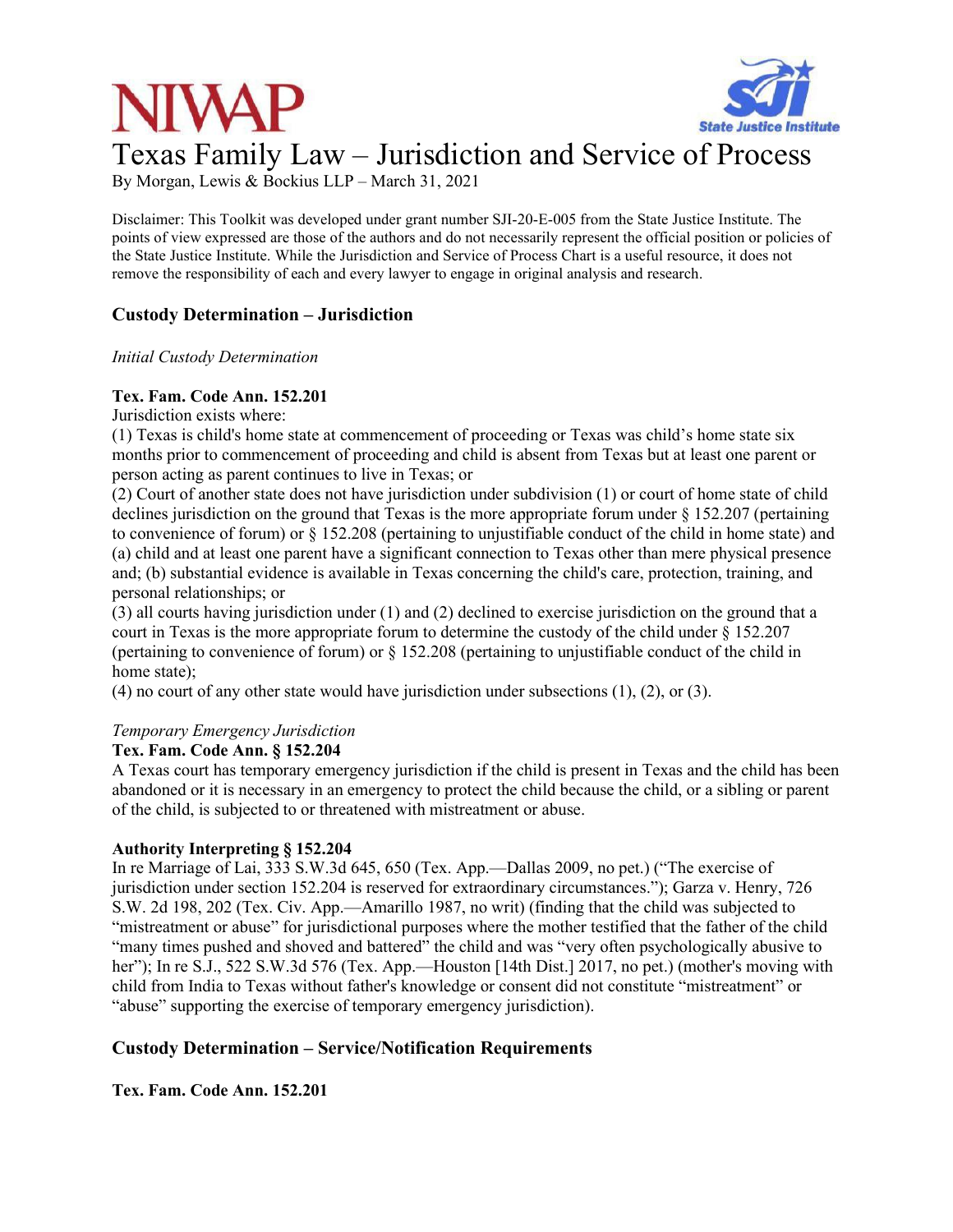# Texas Family Law – Jurisdiction and Service of Process

By Morgan, Lewis & Bockius LLP – March 31, 2021

Disclaimer: This Toolkit was developed under grant number SJI-20-E-005 from the State Justice Institute. The points of view expressed are those of the authors and do not necessarily represent the official position or policies of the State Justice Institute. While the Jurisdiction and Service of Process Chart is a useful resource, it does not remove the responsibility of each and every lawyer to engage in original analysis and research.

## Custody Determination – Jurisdiction

*Initial Custody Determination*

**Tex. Fam. Code Ann. 152.201**

Jurisdiction exists where:

(1) Texas is child's home state at commencement of proceeding or Texas was child's home state six months prior to commencement of proceeding and child is absent from Texas but at least one parent or person acting as parent continues to live in Texas; or

(2) Court of another state does not have jurisdiction under subdivision (1) or court of home state of child declines jurisdiction on the ground that Texas is the more appropriate forum under § 152.207 (pertaining to convenience of forum) or § 152.208 (pertaining to unjustifiable conduct of the child in home state) and (a) child and at least one parent have a significant connection to Texas other than mere physical presence and; (b) substantial evidence is available in Texas concerning the child's care, protection, training, and personal relationships; or

(3) all courts having jurisdiction under (1) and (2) declined to exercise jurisdiction on the ground that a court in Texas is the more appropriate forum to determine the custody of the child under § 152.207 (pertaining to convenience of forum) or § 152.208 (pertaining to unjustifiable conduct of the child in home state);

(4) no court of any other state would have jurisdiction under subsections (1), (2), or (3).

*Temporary Emergency Jurisdiction*

**Tex. Fam. Code Ann. § 152.204**

A Texas court has temporary emergency jurisdiction if the child is present in Texas and the child has been abandoned or it is necessary in an emergency to protect the child because the child, or a sibling or parent of the child, is subjected to or threatened with mistreatment or abuse.

**Authority Interpreting § 152.204**

In re Marriage of Lai, 333 S.W.3d 645, 650 (Tex. App.—Dallas 2009, no pet.) ("The exercise of jurisdiction under section 152.204 is reserved for extraordinary circumstances."); Garza v. Henry, 726 S.W. 2d 198, 202 (Tex. Civ. App.—Amarillo 1987, no writ) (finding that the child was subjected to "mistreatment or abuse" for jurisdictional purposes where the mother testified that the father of the child "many times pushed and shoved and battered" the child and was "very often psychologically abusive to her"); In re S.J., 522 S.W.3d 576 (Tex. App.—Houston [14th Dist.] 2017, no pet.) (mother's moving with child from India to Texas without father's knowledge or consent did not constitute "mistreatment" or "abuse" supporting the exercise of temporary emergency jurisdiction).

## Custody Determination – Service/Notification Requirements

**Tex. Fam. Code Ann. 152.201**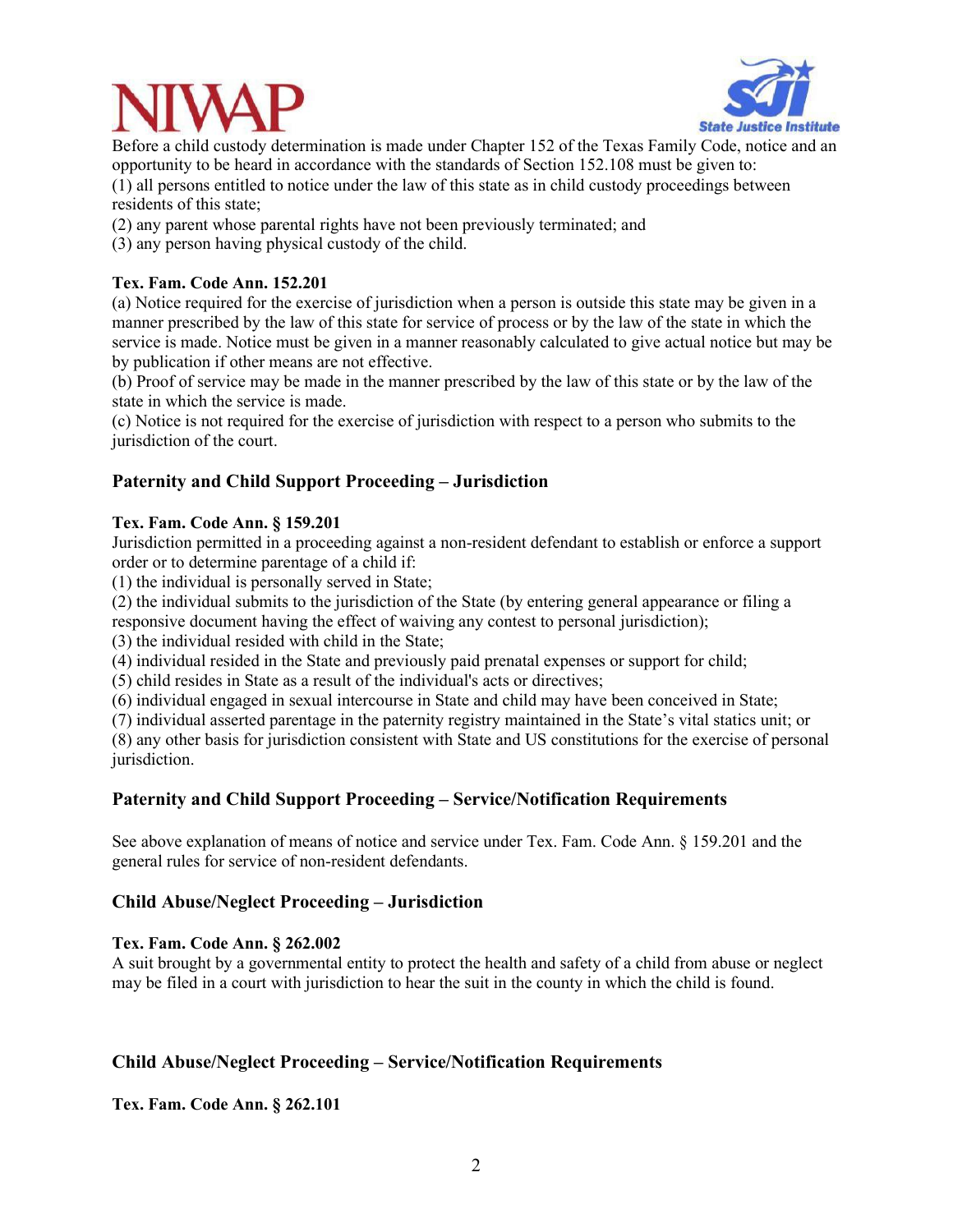Before a child custody determination is made under Chapter 152 of the Texas Family Code, notice and an opportunity to be heard in accordance with the standards of Section 152.108 must be given to:
(1) all persons entitled to notice under the law of this state as in child custody proceedings between residents of this state;
(2) any parent whose parental rights have not been previously terminated; and
(3) any person having physical custody of the child.

**Tex. Fam. Code Ann. 152.201**
(a) Notice required for the exercise of jurisdiction when a person is outside this state may be given in a manner prescribed by the law of this state for service of process or by the law of the state in which the service is made. Notice must be given in a manner reasonably calculated to give actual notice but may be by publication if other means are not effective.
(b) Proof of service may be made in the manner prescribed by the law of this state or by the law of the state in which the service is made.
(c) Notice is not required for the exercise of jurisdiction with respect to a person who submits to the jurisdiction of the court.

## Paternity and Child Support Proceeding – Jurisdiction

**Tex. Fam. Code Ann. § 159.201**
Jurisdiction permitted in a proceeding against a non-resident defendant to establish or enforce a support order or to determine parentage of a child if:
(1) the individual is personally served in State;
(2) the individual submits to the jurisdiction of the State (by entering general appearance or filing a responsive document having the effect of waiving any contest to personal jurisdiction);
(3) the individual resided with child in the State;
(4) individual resided in the State and previously paid prenatal expenses or support for child;
(5) child resides in State as a result of the individual's acts or directives;
(6) individual engaged in sexual intercourse in State and child may have been conceived in State;
(7) individual asserted parentage in the paternity registry maintained in the State's vital statics unit; or
(8) any other basis for jurisdiction consistent with State and US constitutions for the exercise of personal jurisdiction.

## Paternity and Child Support Proceeding – Service/Notification Requirements

See above explanation of means of notice and service under Tex. Fam. Code Ann. § 159.201 and the general rules for service of non-resident defendants.

## Child Abuse/Neglect Proceeding – Jurisdiction

**Tex. Fam. Code Ann. § 262.002**
A suit brought by a governmental entity to protect the health and safety of a child from abuse or neglect may be filed in a court with jurisdiction to hear the suit in the county in which the child is found.

## Child Abuse/Neglect Proceeding – Service/Notification Requirements

**Tex. Fam. Code Ann. § 262.101**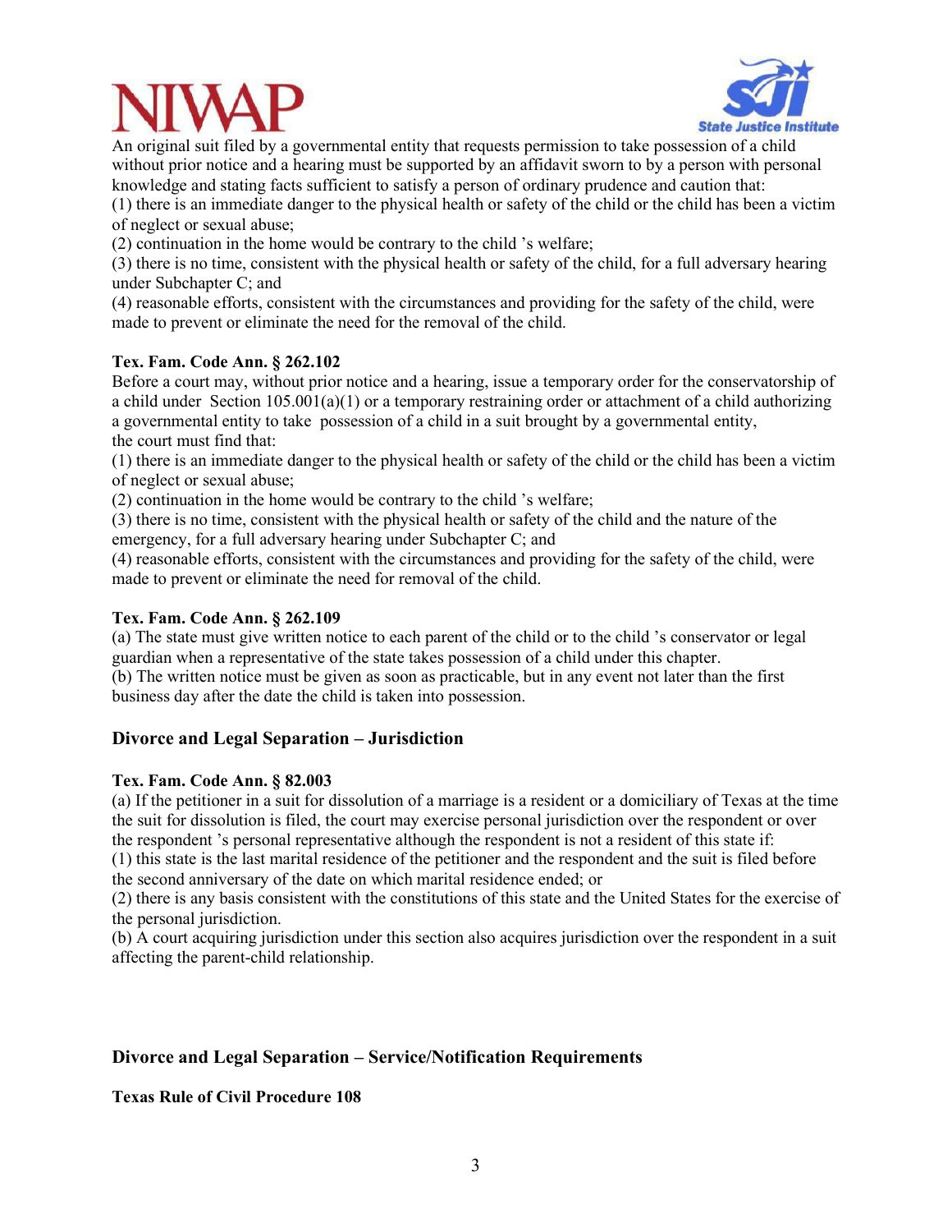An original suit filed by a governmental entity that requests permission to take possession of a child without prior notice and a hearing must be supported by an affidavit sworn to by a person with personal knowledge and stating facts sufficient to satisfy a person of ordinary prudence and caution that:

(1) there is an immediate danger to the physical health or safety of the child or the child has been a victim of neglect or sexual abuse;

(2) continuation in the home would be contrary to the child 's welfare;

(3) there is no time, consistent with the physical health or safety of the child, for a full adversary hearing under Subchapter C; and

(4) reasonable efforts, consistent with the circumstances and providing for the safety of the child, were made to prevent or eliminate the need for the removal of the child.

**Tex. Fam. Code Ann. § 262.102**

Before a court may, without prior notice and a hearing, issue a temporary order for the conservatorship of a child under Section 105.001(a)(1) or a temporary restraining order or attachment of a child authorizing a governmental entity to take possession of a child in a suit brought by a governmental entity, the court must find that:

(1) there is an immediate danger to the physical health or safety of the child or the child has been a victim of neglect or sexual abuse;

(2) continuation in the home would be contrary to the child 's welfare;

(3) there is no time, consistent with the physical health or safety of the child and the nature of the emergency, for a full adversary hearing under Subchapter C; and

(4) reasonable efforts, consistent with the circumstances and providing for the safety of the child, were made to prevent or eliminate the need for removal of the child.

**Tex. Fam. Code Ann. § 262.109**

(a) The state must give written notice to each parent of the child or to the child 's conservator or legal guardian when a representative of the state takes possession of a child under this chapter.

(b) The written notice must be given as soon as practicable, but in any event not later than the first business day after the date the child is taken into possession.

## Divorce and Legal Separation – Jurisdiction

**Tex. Fam. Code Ann. § 82.003**

(a) If the petitioner in a suit for dissolution of a marriage is a resident or a domiciliary of Texas at the time the suit for dissolution is filed, the court may exercise personal jurisdiction over the respondent or over the respondent 's personal representative although the respondent is not a resident of this state if:

(1) this state is the last marital residence of the petitioner and the respondent and the suit is filed before the second anniversary of the date on which marital residence ended; or

(2) there is any basis consistent with the constitutions of this state and the United States for the exercise of the personal jurisdiction.

(b) A court acquiring jurisdiction under this section also acquires jurisdiction over the respondent in a suit affecting the parent-child relationship.

## Divorce and Legal Separation – Service/Notification Requirements

**Texas Rule of Civil Procedure 108**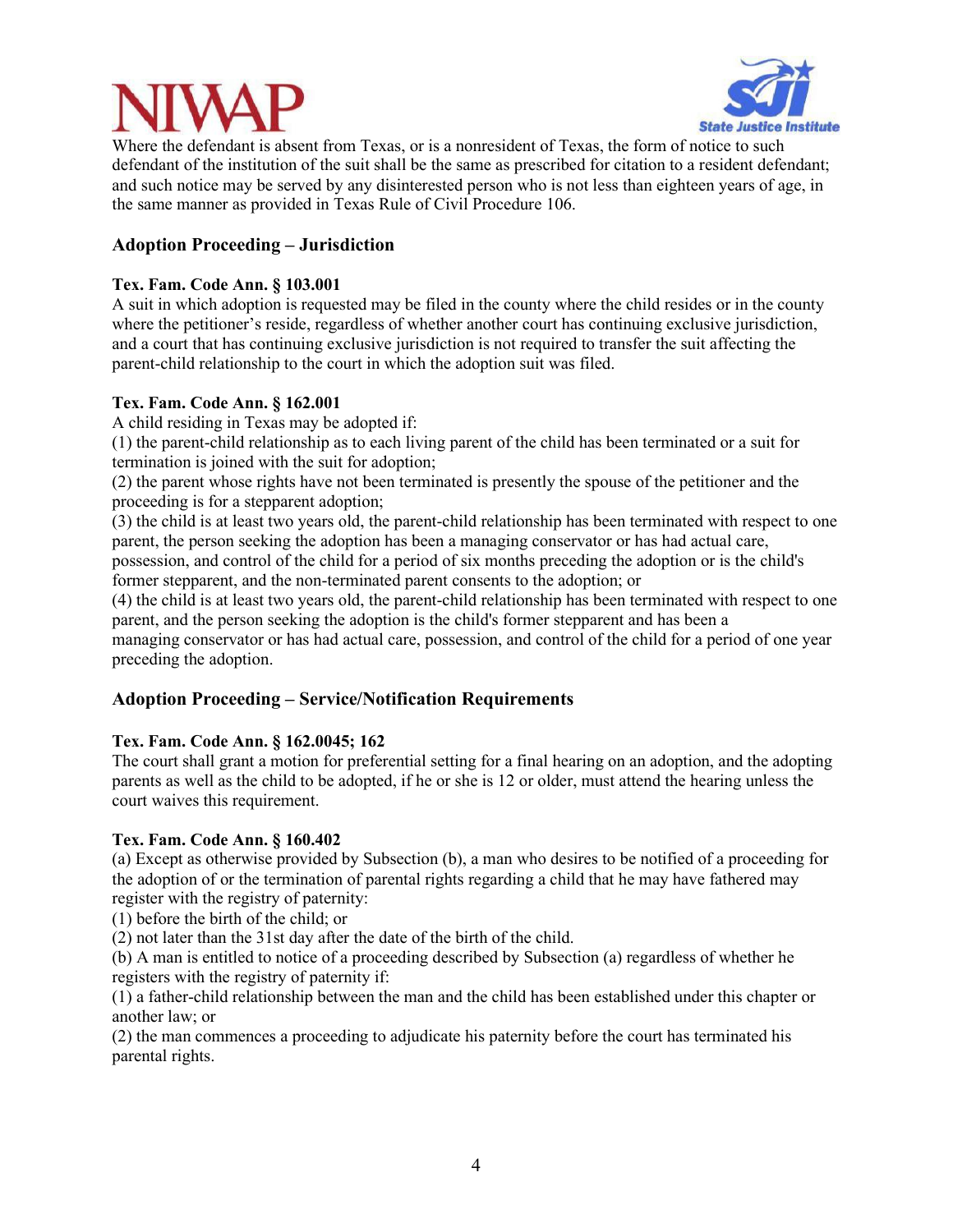Where the defendant is absent from Texas, or is a nonresident of Texas, the form of notice to such defendant of the institution of the suit shall be the same as prescribed for citation to a resident defendant; and such notice may be served by any disinterested person who is not less than eighteen years of age, in the same manner as provided in Texas Rule of Civil Procedure 106.

## Adoption Proceeding – Jurisdiction

**Tex. Fam. Code Ann. § 103.001**
A suit in which adoption is requested may be filed in the county where the child resides or in the county where the petitioner's reside, regardless of whether another court has continuing exclusive jurisdiction, and a court that has continuing exclusive jurisdiction is not required to transfer the suit affecting the parent-child relationship to the court in which the adoption suit was filed.

**Tex. Fam. Code Ann. § 162.001**
A child residing in Texas may be adopted if:
(1) the parent-child relationship as to each living parent of the child has been terminated or a suit for termination is joined with the suit for adoption;
(2) the parent whose rights have not been terminated is presently the spouse of the petitioner and the proceeding is for a stepparent adoption;
(3) the child is at least two years old, the parent-child relationship has been terminated with respect to one parent, the person seeking the adoption has been a managing conservator or has had actual care, possession, and control of the child for a period of six months preceding the adoption or is the child's former stepparent, and the non-terminated parent consents to the adoption; or
(4) the child is at least two years old, the parent-child relationship has been terminated with respect to one parent, and the person seeking the adoption is the child's former stepparent and has been a managing conservator or has had actual care, possession, and control of the child for a period of one year preceding the adoption.

## Adoption Proceeding – Service/Notification Requirements

**Tex. Fam. Code Ann. § 162.0045; 162**
The court shall grant a motion for preferential setting for a final hearing on an adoption, and the adopting parents as well as the child to be adopted, if he or she is 12 or older, must attend the hearing unless the court waives this requirement.

**Tex. Fam. Code Ann. § 160.402**
(a) Except as otherwise provided by Subsection (b), a man who desires to be notified of a proceeding for the adoption of or the termination of parental rights regarding a child that he may have fathered may register with the registry of paternity:
(1) before the birth of the child; or
(2) not later than the 31st day after the date of the birth of the child.
(b) A man is entitled to notice of a proceeding described by Subsection (a) regardless of whether he registers with the registry of paternity if:
(1) a father-child relationship between the man and the child has been established under this chapter or another law; or
(2) the man commences a proceeding to adjudicate his paternity before the court has terminated his parental rights.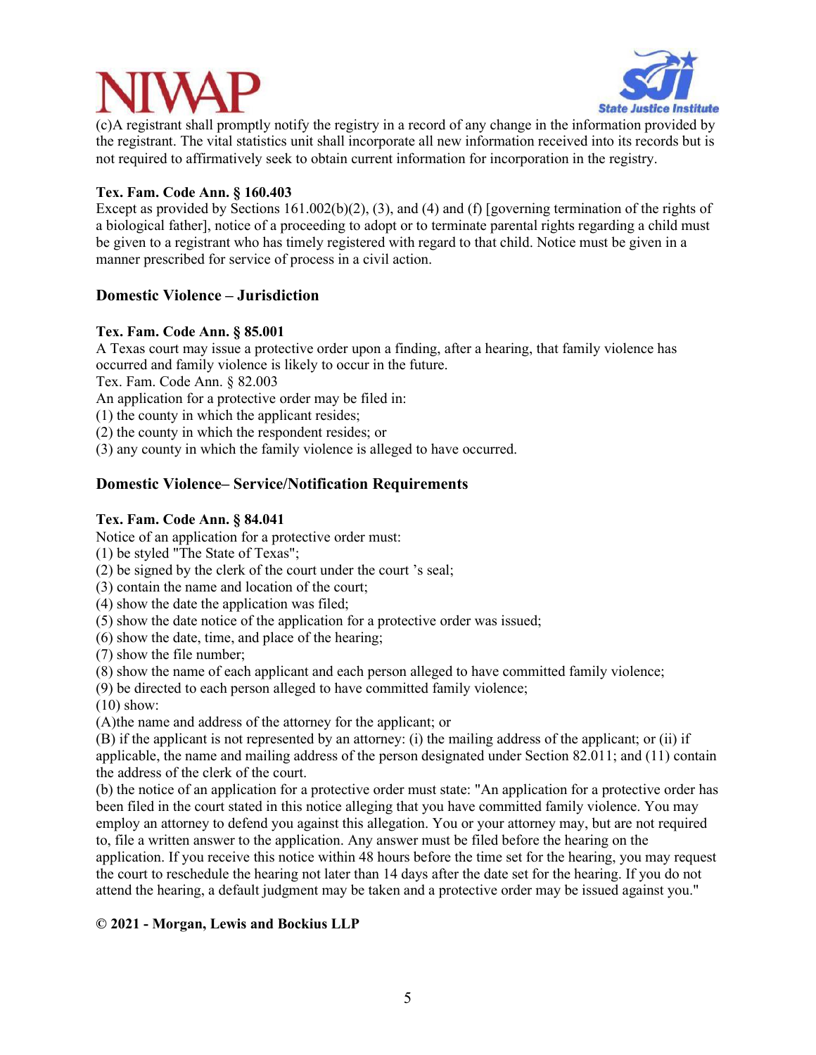(c)A registrant shall promptly notify the registry in a record of any change in the information provided by the registrant. The vital statistics unit shall incorporate all new information received into its records but is not required to affirmatively seek to obtain current information for incorporation in the registry.

**Tex. Fam. Code Ann. § 160.403**
Except as provided by Sections 161.002(b)(2), (3), and (4) and (f) [governing termination of the rights of a biological father], notice of a proceeding to adopt or to terminate parental rights regarding a child must be given to a registrant who has timely registered with regard to that child. Notice must be given in a manner prescribed for service of process in a civil action.

## Domestic Violence – Jurisdiction

**Tex. Fam. Code Ann. § 85.001**
A Texas court may issue a protective order upon a finding, after a hearing, that family violence has occurred and family violence is likely to occur in the future.
Tex. Fam. Code Ann. § 82.003
An application for a protective order may be filed in:
(1) the county in which the applicant resides;
(2) the county in which the respondent resides; or
(3) any county in which the family violence is alleged to have occurred.

## Domestic Violence– Service/Notification Requirements

**Tex. Fam. Code Ann. § 84.041**
Notice of an application for a protective order must:
(1) be styled "The State of Texas";
(2) be signed by the clerk of the court under the court 's seal;
(3) contain the name and location of the court;
(4) show the date the application was filed;
(5) show the date notice of the application for a protective order was issued;
(6) show the date, time, and place of the hearing;
(7) show the file number;
(8) show the name of each applicant and each person alleged to have committed family violence;
(9) be directed to each person alleged to have committed family violence;
(10) show:
(A)the name and address of the attorney for the applicant; or
(B) if the applicant is not represented by an attorney: (i) the mailing address of the applicant; or (ii) if applicable, the name and mailing address of the person designated under Section 82.011; and (11) contain the address of the clerk of the court.
(b) the notice of an application for a protective order must state: "An application for a protective order has been filed in the court stated in this notice alleging that you have committed family violence. You may employ an attorney to defend you against this allegation. You or your attorney may, but are not required to, file a written answer to the application. Any answer must be filed before the hearing on the application. If you receive this notice within 48 hours before the time set for the hearing, you may request the court to reschedule the hearing not later than 14 days after the date set for the hearing. If you do not attend the hearing, a default judgment may be taken and a protective order may be issued against you."

**© 2021 - Morgan, Lewis and Bockius LLP**